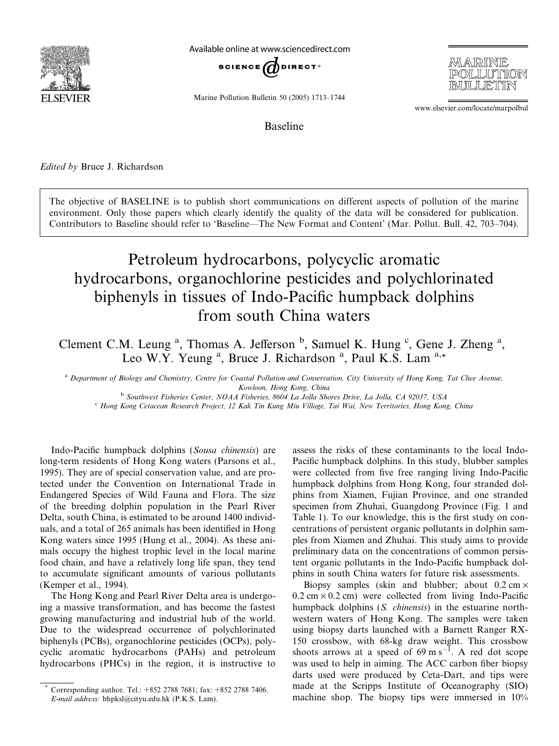Baseline

*Edited by* Bruce J. Richardson

The objective of BASELINE is to publish short communications on different aspects of pollution of the marine environment. Only those papers which clearly identify the quality of the data will be considered for publication. Contributors to Baseline should refer to 'Baseline—The New Format and Content' (Mar. Pollut. Bull. 42, 703–704).

# Petroleum hydrocarbons, polycyclic aromatic hydrocarbons, organochlorine pesticides and polychlorinated biphenyls in tissues of Indo-Pacific humpback dolphins from south China waters

Clement C.M. Leung [a], Thomas A. Jefferson [b], Samuel K. Hung [c], Gene J. Zheng [a], Leo W.Y. Yeung [a], Bruce J. Richardson [a], Paul K.S. Lam [a,*]

[a] Department of Biology and Chemistry, Centre for Coastal Pollution and Conservation, City University of Hong Kong, Tat Chee Avenue, Kowloon, Hong Kong, China

[b] Southwest Fisheries Center, NOAA Fisheries, 8604 La Jolla Shores Drive, La Jolla, CA 92037, USA

[c] Hong Kong Cetacean Research Project, 12 Kak Tin Kung Miu Village, Tai Wai, New Territories, Hong Kong, China

Indo-Pacific humpback dolphins (*Sousa chinensis*) are long-term residents of Hong Kong waters (Parsons et al., 1995). They are of special conservation value, and are protected under the Convention on International Trade in Endangered Species of Wild Fauna and Flora. The size of the breeding dolphin population in the Pearl River Delta, south China, is estimated to be around 1400 individuals, and a total of 265 animals has been identified in Hong Kong waters since 1995 (Hung et al., 2004). As these animals occupy the highest trophic level in the local marine food chain, and have a relatively long life span, they tend to accumulate significant amounts of various pollutants (Kemper et al., 1994).

The Hong Kong and Pearl River Delta area is undergoing a massive transformation, and has become the fastest growing manufacturing and industrial hub of the world. Due to the widespread occurrence of polychlorinated biphenyls (PCBs), organochlorine pesticides (OCPs), polycyclic aromatic hydrocarbons (PAHs) and petroleum hydrocarbons (PHCs) in the region, it is instructive to assess the risks of these contaminants to the local Indo-Pacific humpback dolphins. In this study, blubber samples were collected from five free ranging living Indo-Pacific humpback dolphins from Hong Kong, four stranded dolphins from Xiamen, Fujian Province, and one stranded specimen from Zhuhai, Guangdong Province (Fig. 1 and Table 1). To our knowledge, this is the first study on concentrations of persistent organic pollutants in dolphin samples from Xiamen and Zhuhai. This study aims to provide preliminary data on the concentrations of common persistent organic pollutants in the Indo-Pacific humpback dolphins in south China waters for future risk assessments.

Biopsy samples (skin and blubber; about 0.2 cm × 0.2 cm × 0.2 cm) were collected from living Indo-Pacific humpback dolphins (*S. chinensis*) in the estuarine north-western waters of Hong Kong. The samples were taken using biopsy darts launched with a Barnett Ranger RX-150 crossbow, with 68-kg draw weight. This crossbow shoots arrows at a speed of 69 $m\,s^{-1}$. A red dot scope was used to help in aiming. The ACC carbon fiber biopsy darts used were produced by Ceta-Dart, and tips were made at the Scripps Institute of Oceanography (SIO) machine shop. The biopsy tips were immersed in 10%

* Corresponding author. Tel.: +852 2788 7681; fax: +852 2788 7406. E-mail address: bhpksl@cityu.edu.hk (P.K.S. Lam).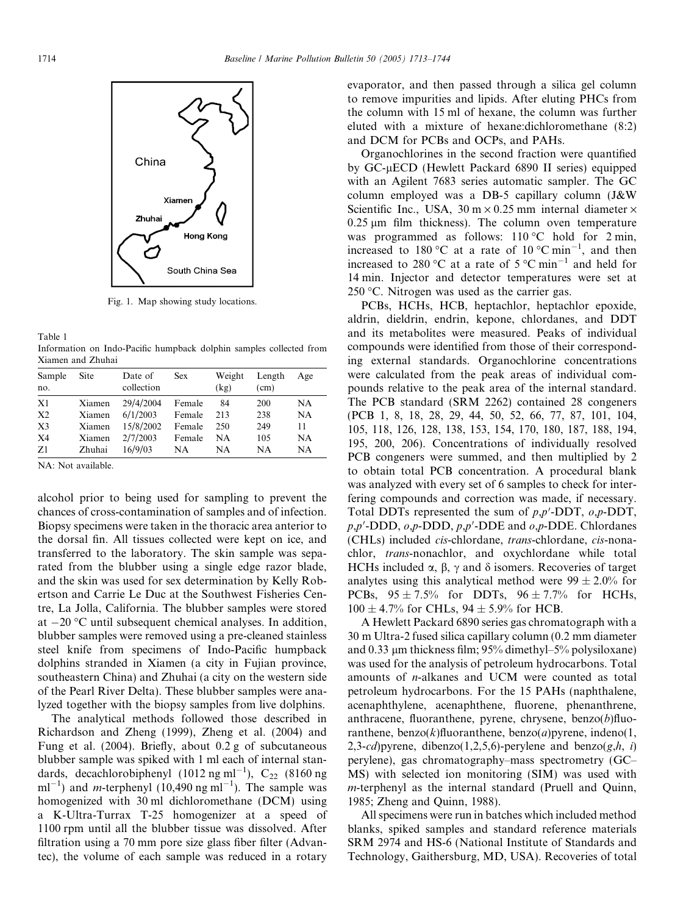Fig. 1. Map showing study locations.

Table 1
Information on Indo-Pacific humpback dolphin samples collected from Xiamen and Zhuhai

| Sample no. | Site | Date of collection | Sex | Weight (kg) | Length (cm) | Age |
|---|---|---|---|---|---|---|
| X1 | Xiamen | 29/4/2004 | Female | 84 | 200 | NA |
| X2 | Xiamen | 6/1/2003 | Female | 213 | 238 | NA |
| X3 | Xiamen | 15/8/2002 | Female | 250 | 249 | 11 |
| X4 | Xiamen | 2/7/2003 | Female | NA | 105 | NA |
| Z1 | Zhuhai | 16/9/03 | NA | NA | NA | NA |

NA: Not available.

alcohol prior to being used for sampling to prevent the chances of cross-contamination of samples and of infection. Biopsy specimens were taken in the thoracic area anterior to the dorsal fin. All tissues collected were kept on ice, and transferred to the laboratory. The skin sample was separated from the blubber using a single edge razor blade, and the skin was used for sex determination by Kelly Robertson and Carrie Le Duc at the Southwest Fisheries Centre, La Jolla, California. The blubber samples were stored at −20 °C until subsequent chemical analyses. In addition, blubber samples were removed using a pre-cleaned stainless steel knife from specimens of Indo-Pacific humpback dolphins stranded in Xiamen (a city in Fujian province, southeastern China) and Zhuhai (a city on the western side of the Pearl River Delta). These blubber samples were analyzed together with the biopsy samples from live dolphins.

The analytical methods followed those described in Richardson and Zheng (1999), Zheng et al. (2004) and Fung et al. (2004). Briefly, about 0.2 g of subcutaneous blubber sample was spiked with 1 ml each of internal standards, decachlorobiphenyl (1012 ng ml$^{-1}$), $C_{22}$ (8160 ng ml$^{-1}$) and *m*-terphenyl (10,490 ng ml$^{-1}$). The sample was homogenized with 30 ml dichloromethane (DCM) using a K-Ultra-Turrax T-25 homogenizer at a speed of 1100 rpm until all the blubber tissue was dissolved. After filtration using a 70 mm pore size glass fiber filter (Advantec), the volume of each sample was reduced in a rotary evaporator, and then passed through a silica gel column to remove impurities and lipids. After eluting PHCs from the column with 15 ml of hexane, the column was further eluted with a mixture of hexane:dichloromethane (8:2) and DCM for PCBs and OCPs, and PAHs.

Organochlorines in the second fraction were quantified by GC-μECD (Hewlett Packard 6890 II series) equipped with an Agilent 7683 series automatic sampler. The GC column employed was a DB-5 capillary column (J&W Scientific Inc., USA, 30 m × 0.25 mm internal diameter × 0.25 μm film thickness). The column oven temperature was programmed as follows: 110 °C hold for 2 min, increased to 180 °C at a rate of 10 °C min$^{-1}$, and then increased to 280 °C at a rate of 5 °C min$^{-1}$ and held for 14 min. Injector and detector temperatures were set at 250 °C. Nitrogen was used as the carrier gas.

PCBs, HCHs, HCB, heptachlor, heptachlor epoxide, aldrin, dieldrin, endrin, kepone, chlordanes, and DDT and its metabolites were measured. Peaks of individual compounds were identified from those of their corresponding external standards. Organochlorine concentrations were calculated from the peak areas of individual compounds relative to the peak area of the internal standard. The PCB standard (SRM 2262) contained 28 congeners (PCB 1, 8, 18, 28, 29, 44, 50, 52, 66, 77, 87, 101, 104, 105, 118, 126, 128, 138, 153, 154, 170, 180, 187, 188, 194, 195, 200, 206). Concentrations of individually resolved PCB congeners were summed, and then multiplied by 2 to obtain total PCB concentration. A procedural blank was analyzed with every set of 6 samples to check for interfering compounds and correction was made, if necessary. Total DDTs represented the sum of *p*,*p*′-DDT, *o*,*p*-DDT, *p*,*p*′-DDD, *o*,*p*-DDD, *p*,*p*′-DDE and *o*,*p*-DDE. Chlordanes (CHLs) included *cis*-chlordane, *trans*-chlordane, *cis*-nonachlor, *trans*-nonachlor, and oxychlordane while total HCHs included α, β, γ and δ isomers. Recoveries of target analytes using this analytical method were 99 ± 2.0% for PCBs, 95 ± 7.5% for DDTs, 96 ± 7.7% for HCHs, 100 ± 4.7% for CHLs, 94 ± 5.9% for HCB.

A Hewlett Packard 6890 series gas chromatograph with a 30 m Ultra-2 fused silica capillary column (0.2 mm diameter and 0.33 μm thickness film; 95% dimethyl–5% polysiloxane) was used for the analysis of petroleum hydrocarbons. Total amounts of *n*-alkanes and UCM were counted as total petroleum hydrocarbons. For the 15 PAHs (naphthalene, acenaphthylene, acenaphthene, fluorene, phenanthrene, anthracene, fluoranthene, pyrene, chrysene, benzo(*b*)fluoranthene, benzo(*k*)fluoranthene, benzo(*a*)pyrene, indeno(1,2,3-*cd*)pyrene, dibenzo(1,2,5,6)-perylene and benzo(*g*,*h*, *i*) perylene), gas chromatography–mass spectrometry (GC–MS) with selected ion monitoring (SIM) was used with *m*-terphenyl as the internal standard (Pruell and Quinn, 1985; Zheng and Quinn, 1988).

All specimens were run in batches which included method blanks, spiked samples and standard reference materials SRM 2974 and HS-6 (National Institute of Standards and Technology, Gaithersburg, MD, USA). Recoveries of total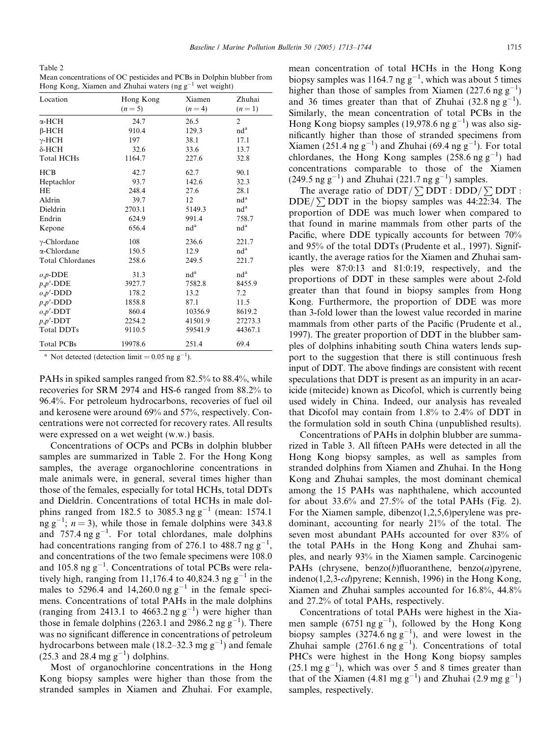Table 2
Mean concentrations of OC pesticides and PCBs in Dolphin blubber from Hong Kong, Xiamen and Zhuhai waters (ng $g^{-1}$ wet weight)

| Location | Hong Kong ($n = 5$) | Xiamen ($n = 4$) | Zhuhai ($n = 1$) |
|---|---|---|---|
| α-HCH | 24.7 | 26.5 | 2 |
| β-HCH | 910.4 | 129.3 | nd[a] |
| γ-HCH | 197 | 38.1 | 17.1 |
| δ-HCH | 32.6 | 33.6 | 13.7 |
| Total HCHs | 1164.7 | 227.6 | 32.8 |
| HCB | 42.7 | 62.7 | 90.1 |
| Heptachlor | 93.7 | 142.6 | 32.3 |
| HE | 248.4 | 27.6 | 28.1 |
| Aldrin | 39.7 | 12 | nd[a] |
| Dieldrin | 2703.1 | 5149.3 | nd[a] |
| Endrin | 624.9 | 991.4 | 758.7 |
| Kepone | 656.4 | nd[a] | nd[a] |
| γ-Chlordane | 108 | 236.6 | 221.7 |
| α-Chlordane | 150.5 | 12.9 | nd[a] |
| Total Chlordanes | 258.6 | 249.5 | 221.7 |
| *o,p*-DDE | 31.3 | nd[a] | nd[a] |
| *p,p'*-DDE | 3927.7 | 7582.8 | 8455.9 |
| *o,p'*-DDD | 178.2 | 13.2 | 7.2 |
| *p,p'*-DDD | 1858.8 | 87.1 | 11.5 |
| *o,p'*-DDT | 860.4 | 10356.9 | 8619.2 |
| *p,p'*-DDT | 2254.2 | 41501.9 | 27273.3 |
| Total DDTs | 9110.5 | 59541.9 | 44367.1 |
| Total PCBs | 19978.6 | 251.4 | 69.4 |

[a] Not detected (detection limit = 0.05 ng $g^{-1}$).

PAHs in spiked samples ranged from 82.5% to 88.4%, while recoveries for SRM 2974 and HS-6 ranged from 88.2% to 96.4%. For petroleum hydrocarbons, recoveries of fuel oil and kerosene were around 69% and 57%, respectively. Concentrations were not corrected for recovery rates. All results were expressed on a wet weight (w.w.) basis.

Concentrations of OCPs and PCBs in dolphin blubber samples are summarized in Table 2. For the Hong Kong samples, the average organochlorine concentrations in male animals were, in general, several times higher than those of the females, especially for total HCHs, total DDTs and Dieldrin. Concentrations of total HCHs in male dolphins ranged from 182.5 to 3085.3 ng $g^{-1}$ (mean: 1574.1 ng $g^{-1}$; $n = 3$), while those in female dolphins were 343.8 and 757.4 ng $g^{-1}$. For total chlordanes, male dolphins had concentrations ranging from of 276.1 to 488.7 ng $g^{-1}$, and concentrations of the two female specimens were 108.0 and 105.8 ng $g^{-1}$. Concentrations of total PCBs were relatively high, ranging from 11,176.4 to 40,824.3 ng $g^{-1}$ in the males to 5296.4 and 14,260.0 ng $g^{-1}$ in the female specimens. Concentrations of total PAHs in the male dolphins (ranging from 2413.1 to 4663.2 ng $g^{-1}$) were higher than those in female dolphins (2263.1 and 2986.2 ng $g^{-1}$). There was no significant difference in concentrations of petroleum hydrocarbons between male (18.2–32.3 mg $g^{-1}$) and female (25.3 and 28.4 mg $g^{-1}$) dolphins.

Most of organochlorine concentrations in the Hong Kong biopsy samples were higher than those from the stranded samples in Xiamen and Zhuhai. For example, mean concentration of total HCHs in the Hong Kong biopsy samples was 1164.7 ng $g^{-1}$, which was about 5 times higher than those of samples from Xiamen (227.6 ng $g^{-1}$) and 36 times greater than that of Zhuhai (32.8 ng $g^{-1}$). Similarly, the mean concentration of total PCBs in the Hong Kong biopsy samples (19,978.6 ng $g^{-1}$) was also significantly higher than those of stranded specimens from Xiamen (251.4 ng $g^{-1}$) and Zhuhai (69.4 ng $g^{-1}$). For total chlordanes, the Hong Kong samples (258.6 ng $g^{-1}$) had concentrations comparable to those of the Xiamen (249.5 ng $g^{-1}$) and Zhuhai (221.7 ng $g^{-1}$) samples.

The average ratio of $DDT/\sum DDT : DDD/\sum DDT : DDE/\sum DDT$ in the biopsy samples was 44:22:34. The proportion of DDE was much lower when compared to that found in marine mammals from other parts of the Pacific, where DDE typically accounts for between 70% and 95% of the total DDTs (Prudente et al., 1997). Significantly, the average ratios for the Xiamen and Zhuhai samples were 87:0:13 and 81:0:19, respectively, and the proportions of DDT in these samples were about 2-fold greater than that found in biopsy samples from Hong Kong. Furthermore, the proportion of DDE was more than 3-fold lower than the lowest value recorded in marine mammals from other parts of the Pacific (Prudente et al., 1997). The greater proportion of DDT in the blubber samples of dolphins inhabiting south China waters lends support to the suggestion that there is still continuous fresh input of DDT. The above findings are consistent with recent speculations that DDT is present as an impurity in an acaricide (mitecide) known as Dicofol, which is currently being used widely in China. Indeed, our analysis has revealed that Dicofol may contain from 1.8% to 2.4% of DDT in the formulation sold in south China (unpublished results).

Concentrations of PAHs in dolphin blubber are summarized in Table 3. All fifteen PAHs were detected in all the Hong Kong biopsy samples, as well as samples from stranded dolphins from Xiamen and Zhuhai. In the Hong Kong and Zhuhai samples, the most dominant chemical among the 15 PAHs was naphthalene, which accounted for about 33.6% and 27.5% of the total PAHs (Fig. 2). For the Xiamen sample, dibenzo(1,2,5,6)perylene was predominant, accounting for nearly 21% of the total. The seven most abundant PAHs accounted for over 83% of the total PAHs in the Hong Kong and Zhuhai samples, and nearly 93% in the Xiamen sample. Carcinogenic PAHs (chrysene, benzo(*b*)fluoranthene, benzo(*a*)pyrene, indeno(1,2,3-*cd*)pyrene; Kennish, 1996) in the Hong Kong, Xiamen and Zhuhai samples accounted for 16.8%, 44.8% and 27.2% of total PAHs, respectively.

Concentrations of total PAHs were highest in the Xiamen sample (6751 ng $g^{-1}$), followed by the Hong Kong biopsy samples (3274.6 ng $g^{-1}$), and were lowest in the Zhuhai sample (2761.6 ng $g^{-1}$). Concentrations of total PHCs were highest in the Hong Kong biopsy samples (25.1 mg $g^{-1}$), which was over 5 and 8 times greater than that of the Xiamen (4.81 mg $g^{-1}$) and Zhuhai (2.9 mg $g^{-1}$) samples, respectively.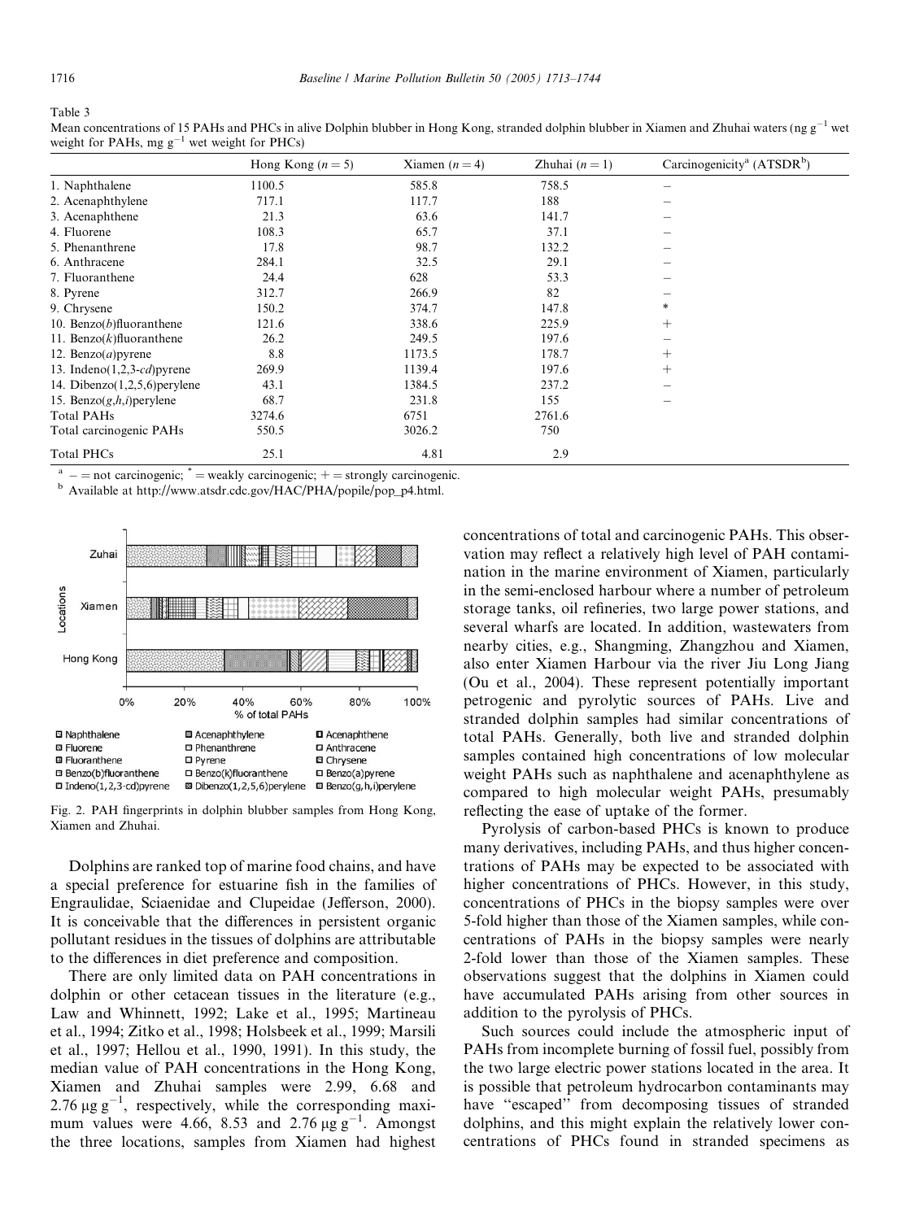Table 3
Mean concentrations of 15 PAHs and PHCs in alive Dolphin blubber in Hong Kong, stranded dolphin blubber in Xiamen and Zhuhai waters (ng $g^{-1}$ wet weight for PAHs, mg $g^{-1}$ wet weight for PHCs)

| | Hong Kong ($n = 5$) | Xiamen ($n = 4$) | Zhuhai ($n = 1$) | Carcinogenicity[a] (ATSDR[b]) |
|---|---|---|---|---|
| 1. Naphthalene | 1100.5 | 585.8 | 758.5 | – |
| 2. Acenaphthylene | 717.1 | 117.7 | 188 | – |
| 3. Acenaphthene | 21.3 | 63.6 | 141.7 | – |
| 4. Fluorene | 108.3 | 65.7 | 37.1 | – |
| 5. Phenanthrene | 17.8 | 98.7 | 132.2 | – |
| 6. Anthracene | 284.1 | 32.5 | 29.1 | – |
| 7. Fluoranthene | 24.4 | 628 | 53.3 | – |
| 8. Pyrene | 312.7 | 266.9 | 82 | – |
| 9. Chrysene | 150.2 | 374.7 | 147.8 | * |
| 10. Benzo(*b*)fluoranthene | 121.6 | 338.6 | 225.9 | + |
| 11. Benzo(*k*)fluoranthene | 26.2 | 249.5 | 197.6 | – |
| 12. Benzo(*a*)pyrene | 8.8 | 1173.5 | 178.7 | + |
| 13. Indeno(1,2,3-*cd*)pyrene | 269.9 | 1139.4 | 197.6 | + |
| 14. Dibenzo(1,2,5,6)perylene | 43.1 | 1384.5 | 237.2 | – |
| 15. Benzo(*g,h,i*)perylene | 68.7 | 231.8 | 155 | – |
| Total PAHs | 3274.6 | 6751 | 2761.6 | |
| Total carcinogenic PAHs | 550.5 | 3026.2 | 750 | |
| Total PHCs | 25.1 | 4.81 | 2.9 | |

[a] – = not carcinogenic; * = weakly carcinogenic; + = strongly carcinogenic.
[b] Available at http://www.atsdr.cdc.gov/HAC/PHA/popile/pop_p4.html.

Fig. 2. PAH fingerprints in dolphin blubber samples from Hong Kong, Xiamen and Zhuhai.

Dolphins are ranked top of marine food chains, and have a special preference for estuarine fish in the families of Engraulidae, Sciaenidae and Clupeidae (Jefferson, 2000). It is conceivable that the differences in persistent organic pollutant residues in the tissues of dolphins are attributable to the differences in diet preference and composition.

There are only limited data on PAH concentrations in dolphin or other cetacean tissues in the literature (e.g., Law and Whinnett, 1992; Lake et al., 1995; Martineau et al., 1994; Zitko et al., 1998; Holsbeek et al., 1999; Marsili et al., 1997; Hellou et al., 1990, 1991). In this study, the median value of PAH concentrations in the Hong Kong, Xiamen and Zhuhai samples were 2.99, 6.68 and 2.76 μg $g^{-1}$, respectively, while the corresponding maximum values were 4.66, 8.53 and 2.76 μg $g^{-1}$. Amongst the three locations, samples from Xiamen had highest concentrations of total and carcinogenic PAHs. This observation may reflect a relatively high level of PAH contamination in the marine environment of Xiamen, particularly in the semi-enclosed harbour where a number of petroleum storage tanks, oil refineries, two large power stations, and several wharfs are located. In addition, wastewaters from nearby cities, e.g., Shangming, Zhangzhou and Xiamen, also enter Xiamen Harbour via the river Jiu Long Jiang (Ou et al., 2004). These represent potentially important petrogenic and pyrolytic sources of PAHs. Live and stranded dolphin samples had similar concentrations of total PAHs. Generally, both live and stranded dolphin samples contained high concentrations of low molecular weight PAHs such as naphthalene and acenaphthylene as compared to high molecular weight PAHs, presumably reflecting the ease of uptake of the former.

Pyrolysis of carbon-based PHCs is known to produce many derivatives, including PAHs, and thus higher concentrations of PAHs may be expected to be associated with higher concentrations of PHCs. However, in this study, concentrations of PHCs in the biopsy samples were over 5-fold higher than those of the Xiamen samples, while concentrations of PAHs in the biopsy samples were nearly 2-fold lower than those of the Xiamen samples. These observations suggest that the dolphins in Xiamen could have accumulated PAHs arising from other sources in addition to the pyrolysis of PHCs.

Such sources could include the atmospheric input of PAHs from incomplete burning of fossil fuel, possibly from the two large electric power stations located in the area. It is possible that petroleum hydrocarbon contaminants may have "escaped" from decomposing tissues of stranded dolphins, and this might explain the relatively lower concentrations of PHCs found in stranded specimens as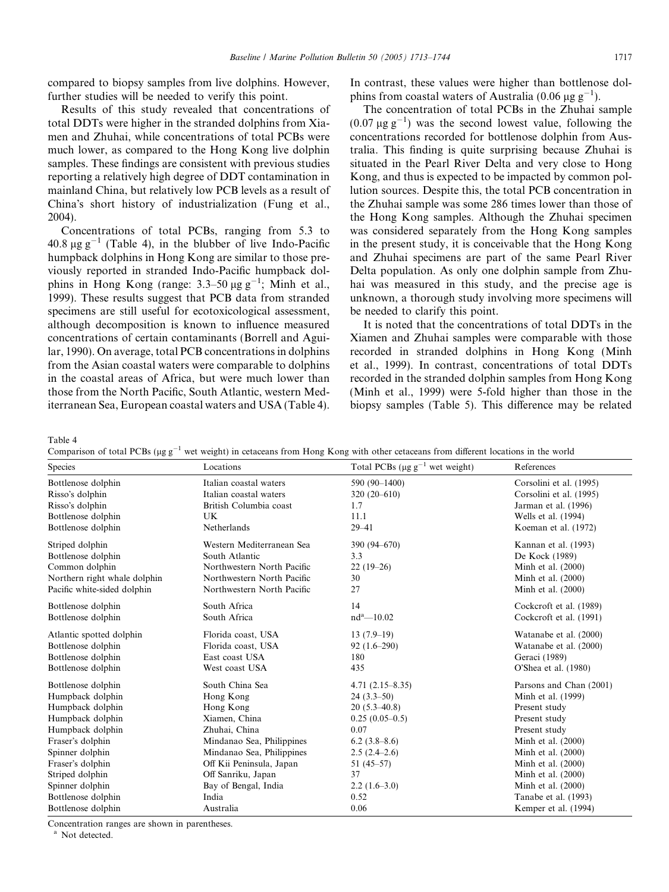compared to biopsy samples from live dolphins. However, further studies will be needed to verify this point.

Results of this study revealed that concentrations of total DDTs were higher in the stranded dolphins from Xiamen and Zhuhai, while concentrations of total PCBs were much lower, as compared to the Hong Kong live dolphin samples. These findings are consistent with previous studies reporting a relatively high degree of DDT contamination in mainland China, but relatively low PCB levels as a result of China's short history of industrialization (Fung et al., 2004).

Concentrations of total PCBs, ranging from 5.3 to 40.8 μg g$^{-1}$ (Table 4), in the blubber of live Indo-Pacific humpback dolphins in Hong Kong are similar to those previously reported in stranded Indo-Pacific humpback dolphins in Hong Kong (range: 3.3–50 μg g$^{-1}$; Minh et al., 1999). These results suggest that PCB data from stranded specimens are still useful for ecotoxicological assessment, although decomposition is known to influence measured concentrations of certain contaminants (Borrell and Aguilar, 1990). On average, total PCB concentrations in dolphins from the Asian coastal waters were comparable to dolphins in the coastal areas of Africa, but were much lower than those from the North Pacific, South Atlantic, western Mediterranean Sea, European coastal waters and USA (Table 4). In contrast, these values were higher than bottlenose dolphins from coastal waters of Australia (0.06 μg g$^{-1}$).

The concentration of total PCBs in the Zhuhai sample (0.07 μg g$^{-1}$) was the second lowest value, following the concentrations recorded for bottlenose dolphin from Australia. This finding is quite surprising because Zhuhai is situated in the Pearl River Delta and very close to Hong Kong, and thus is expected to be impacted by common pollution sources. Despite this, the total PCB concentration in the Zhuhai sample was some 286 times lower than those of the Hong Kong samples. Although the Zhuhai specimen was considered separately from the Hong Kong samples in the present study, it is conceivable that the Hong Kong and Zhuhai specimens are part of the same Pearl River Delta population. As only one dolphin sample from Zhuhai was measured in this study, and the precise age is unknown, a thorough study involving more specimens will be needed to clarify this point.

It is noted that the concentrations of total DDTs in the Xiamen and Zhuhai samples were comparable with those recorded in stranded dolphins in Hong Kong (Minh et al., 1999). In contrast, concentrations of total DDTs recorded in the stranded dolphin samples from Hong Kong (Minh et al., 1999) were 5-fold higher than those in the biopsy samples (Table 5). This difference may be related

Table 4

Comparison of total PCBs (μg g$^{-1}$ wet weight) in cetaceans from Hong Kong with other cetaceans from different locations in the world

| Species | Locations | Total PCBs (μg g$^{-1}$ wet weight) | References |
|---|---|---|---|
| Bottlenose dolphin | Italian coastal waters | 590 (90–1400) | Corsolini et al. (1995) |
| Risso's dolphin | Italian coastal waters | 320 (20–610) | Corsolini et al. (1995) |
| Risso's dolphin | British Columbia coast | 1.7 | Jarman et al. (1996) |
| Bottlenose dolphin | UK | 11.1 | Wells et al. (1994) |
| Bottlenose dolphin | Netherlands | 29–41 | Koeman et al. (1972) |
| Striped dolphin | Western Mediterranean Sea | 390 (94–670) | Kannan et al. (1993) |
| Bottlenose dolphin | South Atlantic | 3.3 | De Kock (1989) |
| Common dolphin | Northwestern North Pacific | 22 (19–26) | Minh et al. (2000) |
| Northern right whale dolphin | Northwestern North Pacific | 30 | Minh et al. (2000) |
| Pacific white-sided dolphin | Northwestern North Pacific | 27 | Minh et al. (2000) |
| Bottlenose dolphin | South Africa | 14 | Cockcroft et al. (1989) |
| Bottlenose dolphin | South Africa | nd[a]—10.02 | Cockcroft et al. (1991) |
| Atlantic spotted dolphin | Florida coast, USA | 13 (7.9–19) | Watanabe et al. (2000) |
| Bottlenose dolphin | Florida coast, USA | 92 (1.6–290) | Watanabe et al. (2000) |
| Bottlenose dolphin | East coast USA | 180 | Geraci (1989) |
| Bottlenose dolphin | West coast USA | 435 | O'Shea et al. (1980) |
| Bottlenose dolphin | South China Sea | 4.71 (2.15–8.35) | Parsons and Chan (2001) |
| Humpback dolphin | Hong Kong | 24 (3.3–50) | Minh et al. (1999) |
| Humpback dolphin | Hong Kong | 20 (5.3–40.8) | Present study |
| Humpback dolphin | Xiamen, China | 0.25 (0.05–0.5) | Present study |
| Humpback dolphin | Zhuhai, China | 0.07 | Present study |
| Fraser's dolphin | Mindanao Sea, Philippines | 6.2 (3.8–8.6) | Minh et al. (2000) |
| Spinner dolphin | Mindanao Sea, Philippines | 2.5 (2.4–2.6) | Minh et al. (2000) |
| Fraser's dolphin | Off Kii Peninsula, Japan | 51 (45–57) | Minh et al. (2000) |
| Striped dolphin | Off Sanriku, Japan | 37 | Minh et al. (2000) |
| Spinner dolphin | Bay of Bengal, India | 2.2 (1.6–3.0) | Minh et al. (2000) |
| Bottlenose dolphin | India | 0.52 | Tanabe et al. (1993) |
| Bottlenose dolphin | Australia | 0.06 | Kemper et al. (1994) |

Concentration ranges are shown in parentheses.

[a] Not detected.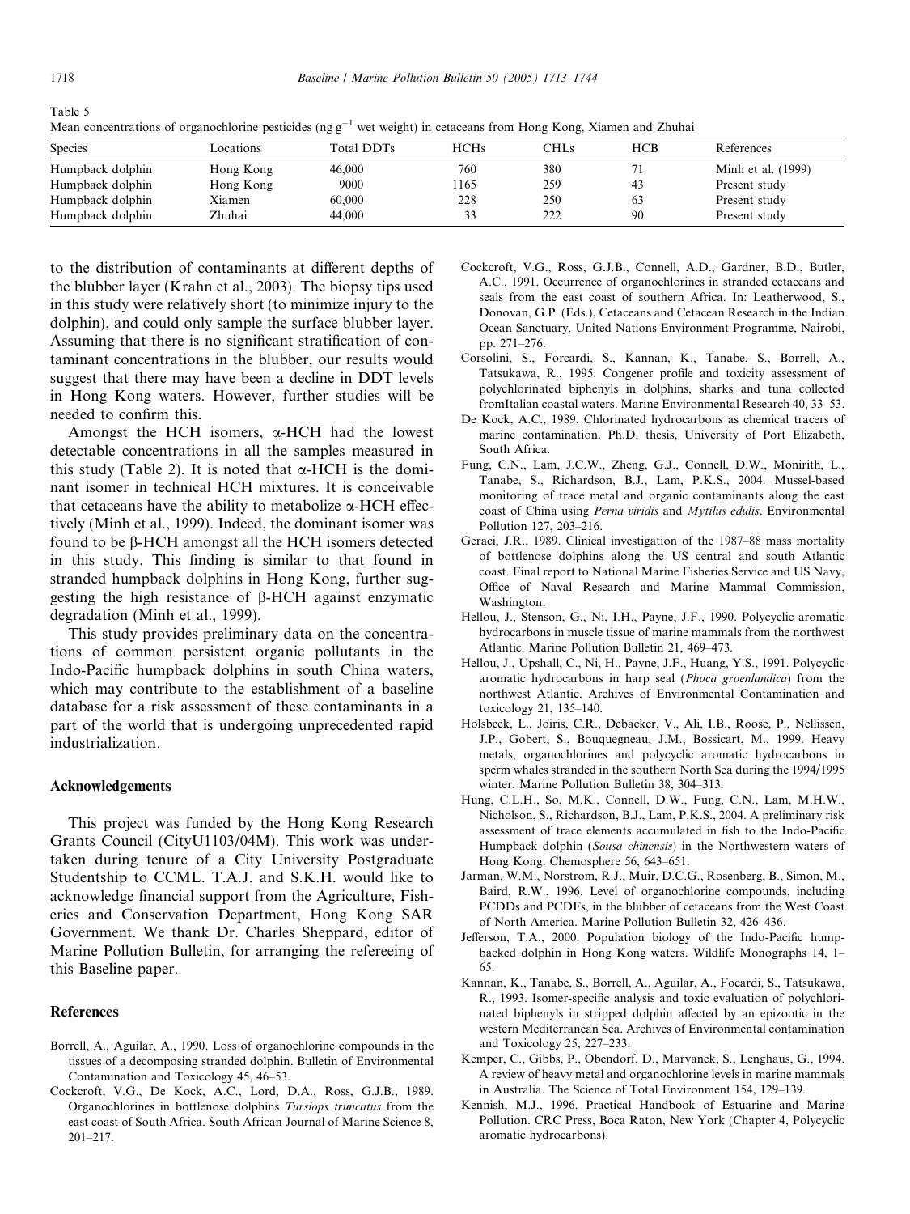Table 5
Mean concentrations of organochlorine pesticides (ng $g^{-1}$ wet weight) in cetaceans from Hong Kong, Xiamen and Zhuhai

| Species | Locations | Total DDTs | HCHs | CHLs | HCB | References |
|---|---|---|---|---|---|---|
| Humpback dolphin | Hong Kong | 46,000 | 760 | 380 | 71 | Minh et al. (1999) |
| Humpback dolphin | Hong Kong | 9000 | 1165 | 259 | 43 | Present study |
| Humpback dolphin | Xiamen | 60,000 | 228 | 250 | 63 | Present study |
| Humpback dolphin | Zhuhai | 44,000 | 33 | 222 | 90 | Present study |

to the distribution of contaminants at different depths of the blubber layer (Krahn et al., 2003). The biopsy tips used in this study were relatively short (to minimize injury to the dolphin), and could only sample the surface blubber layer. Assuming that there is no significant stratification of contaminant concentrations in the blubber, our results would suggest that there may have been a decline in DDT levels in Hong Kong waters. However, further studies will be needed to confirm this.

Amongst the HCH isomers, α-HCH had the lowest detectable concentrations in all the samples measured in this study (Table 2). It is noted that α-HCH is the dominant isomer in technical HCH mixtures. It is conceivable that cetaceans have the ability to metabolize α-HCH effectively (Minh et al., 1999). Indeed, the dominant isomer was found to be β-HCH amongst all the HCH isomers detected in this study. This finding is similar to that found in stranded humpback dolphins in Hong Kong, further suggesting the high resistance of β-HCH against enzymatic degradation (Minh et al., 1999).

This study provides preliminary data on the concentrations of common persistent organic pollutants in the Indo-Pacific humpback dolphins in south China waters, which may contribute to the establishment of a baseline database for a risk assessment of these contaminants in a part of the world that is undergoing unprecedented rapid industrialization.

## Acknowledgements

This project was funded by the Hong Kong Research Grants Council (CityU1103/04M). This work was undertaken during tenure of a City University Postgraduate Studentship to CCML. T.A.J. and S.K.H. would like to acknowledge financial support from the Agriculture, Fisheries and Conservation Department, Hong Kong SAR Government. We thank Dr. Charles Sheppard, editor of Marine Pollution Bulletin, for arranging the refereeing of this Baseline paper.

## References

Borrell, A., Aguilar, A., 1990. Loss of organochlorine compounds in the tissues of a decomposing stranded dolphin. Bulletin of Environmental Contamination and Toxicology 45, 46–53.

Cockcroft, V.G., De Kock, A.C., Lord, D.A., Ross, G.J.B., 1989. Organochlorines in bottlenose dolphins *Tursiops truncatus* from the east coast of South Africa. South African Journal of Marine Science 8, 201–217.

Cockcroft, V.G., Ross, G.J.B., Connell, A.D., Gardner, B.D., Butler, A.C., 1991. Occurrence of organochlorines in stranded cetaceans and seals from the east coast of southern Africa. In: Leatherwood, S., Donovan, G.P. (Eds.), Cetaceans and Cetacean Research in the Indian Ocean Sanctuary. United Nations Environment Programme, Nairobi, pp. 271–276.

Corsolini, S., Forcardi, S., Kannan, K., Tanabe, S., Borrell, A., Tatsukawa, R., 1995. Congener profile and toxicity assessment of polychlorinated biphenyls in dolphins, sharks and tuna collected fromItalian coastal waters. Marine Environmental Research 40, 33–53.

De Kock, A.C., 1989. Chlorinated hydrocarbons as chemical tracers of marine contamination. Ph.D. thesis, University of Port Elizabeth, South Africa.

Fung, C.N., Lam, J.C.W., Zheng, G.J., Connell, D.W., Monirith, L., Tanabe, S., Richardson, B.J., Lam, P.K.S., 2004. Mussel-based monitoring of trace metal and organic contaminants along the east coast of China using *Perna viridis* and *Mytilus edulis*. Environmental Pollution 127, 203–216.

Geraci, J.R., 1989. Clinical investigation of the 1987–88 mass mortality of bottlenose dolphins along the US central and south Atlantic coast. Final report to National Marine Fisheries Service and US Navy, Office of Naval Research and Marine Mammal Commission, Washington.

Hellou, J., Stenson, G., Ni, I.H., Payne, J.F., 1990. Polycyclic aromatic hydrocarbons in muscle tissue of marine mammals from the northwest Atlantic. Marine Pollution Bulletin 21, 469–473.

Hellou, J., Upshall, C., Ni, H., Payne, J.F., Huang, Y.S., 1991. Polycyclic aromatic hydrocarbons in harp seal (*Phoca groenlandica*) from the northwest Atlantic. Archives of Environmental Contamination and toxicology 21, 135–140.

Holsbeek, L., Joiris, C.R., Debacker, V., Ali, I.B., Roose, P., Nellissen, J.P., Gobert, S., Bouquegneau, J.M., Bossicart, M., 1999. Heavy metals, organochlorines and polycyclic aromatic hydrocarbons in sperm whales stranded in the southern North Sea during the 1994/1995 winter. Marine Pollution Bulletin 38, 304–313.

Hung, C.L.H., So, M.K., Connell, D.W., Fung, C.N., Lam, M.H.W., Nicholson, S., Richardson, B.J., Lam, P.K.S., 2004. A preliminary risk assessment of trace elements accumulated in fish to the Indo-Pacific Humpback dolphin (*Sousa chinensis*) in the Northwestern waters of Hong Kong. Chemosphere 56, 643–651.

Jarman, W.M., Norstrom, R.J., Muir, D.C.G., Rosenberg, B., Simon, M., Baird, R.W., 1996. Level of organochlorine compounds, including PCDDs and PCDFs, in the blubber of cetaceans from the West Coast of North America. Marine Pollution Bulletin 32, 426–436.

Jefferson, T.A., 2000. Population biology of the Indo-Pacific hump-backed dolphin in Hong Kong waters. Wildlife Monographs 14, 1–65.

Kannan, K., Tanabe, S., Borrell, A., Aguilar, A., Focardi, S., Tatsukawa, R., 1993. Isomer-specific analysis and toxic evaluation of polychlorinated biphenyls in stripped dolphin affected by an epizootic in the western Mediterranean Sea. Archives of Environmental contamination and Toxicology 25, 227–233.

Kemper, C., Gibbs, P., Obendorf, D., Marvanek, S., Lenghaus, G., 1994. A review of heavy metal and organochlorine levels in marine mammals in Australia. The Science of Total Environment 154, 129–139.

Kennish, M.J., 1996. Practical Handbook of Estuarine and Marine Pollution. CRC Press, Boca Raton, New York (Chapter 4, Polycyclic aromatic hydrocarbons).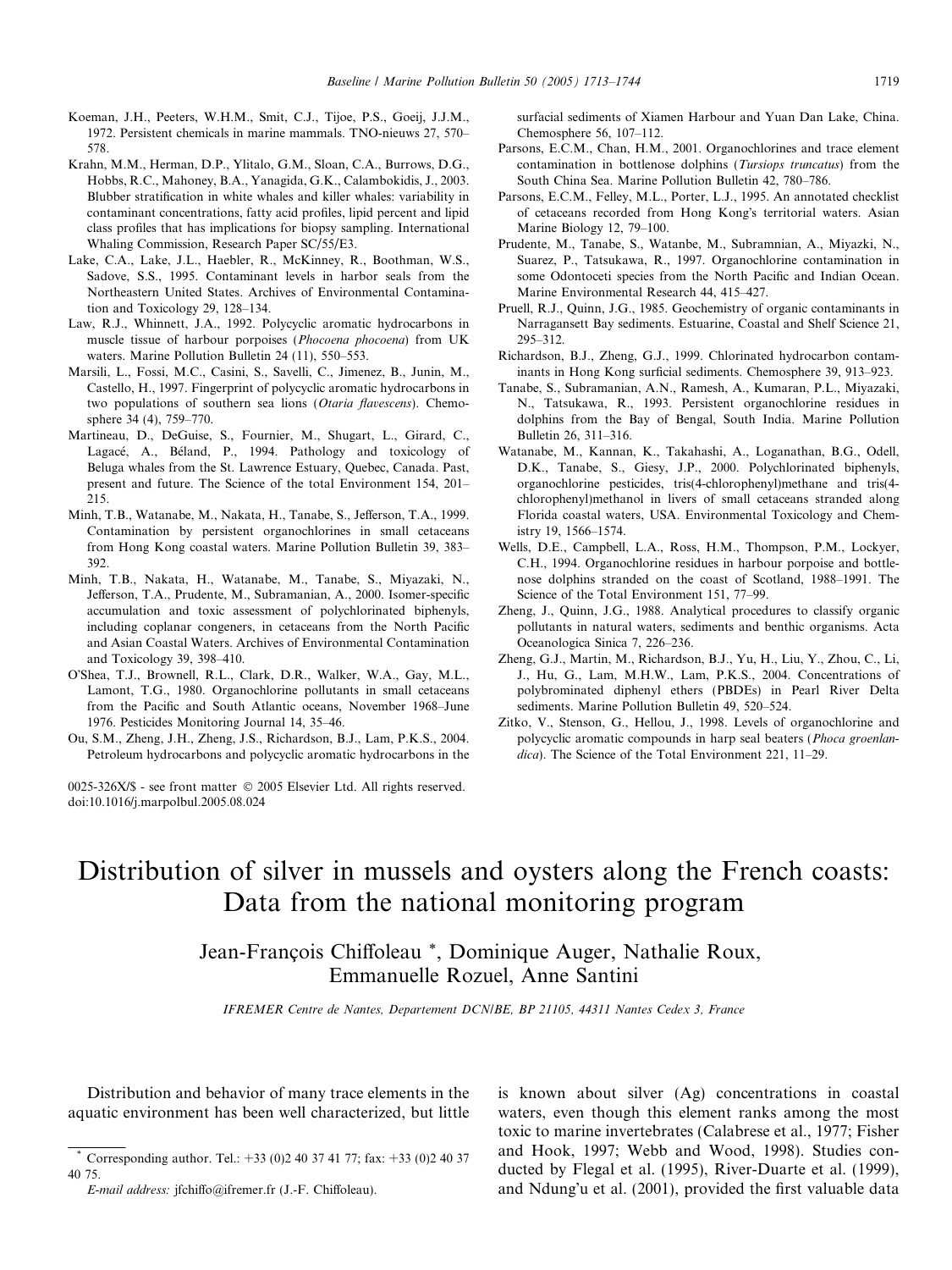Koeman, J.H., Peeters, W.H.M., Smit, C.J., Tijoe, P.S., Goeij, J.J.M., 1972. Persistent chemicals in marine mammals. TNO-nieuws 27, 570–578.

Krahn, M.M., Herman, D.P., Ylitalo, G.M., Sloan, C.A., Burrows, D.G., Hobbs, R.C., Mahoney, B.A., Yanagida, G.K., Calambokidis, J., 2003. Blubber stratification in white whales and killer whales: variability in contaminant concentrations, fatty acid profiles, lipid percent and lipid class profiles that has implications for biopsy sampling. International Whaling Commission, Research Paper SC/55/E3.

Lake, C.A., Lake, J.L., Haebler, R., McKinney, R., Boothman, W.S., Sadove, S.S., 1995. Contaminant levels in harbor seals from the Northeastern United States. Archives of Environmental Contamination and Toxicology 29, 128–134.

Law, R.J., Whinnett, J.A., 1992. Polycyclic aromatic hydrocarbons in muscle tissue of harbour porpoises (*Phocoena phocoena*) from UK waters. Marine Pollution Bulletin 24 (11), 550–553.

Marsili, L., Fossi, M.C., Casini, S., Savelli, C., Jimenez, B., Junin, M., Castello, H., 1997. Fingerprint of polycyclic aromatic hydrocarbons in two populations of southern sea lions (*Otaria flavescens*). Chemosphere 34 (4), 759–770.

Martineau, D., DeGuise, S., Fournier, M., Shugart, L., Girard, C., Lagacé, A., Béland, P., 1994. Pathology and toxicology of Beluga whales from the St. Lawrence Estuary, Quebec, Canada. Past, present and future. The Science of the total Environment 154, 201–215.

Minh, T.B., Watanabe, M., Nakata, H., Tanabe, S., Jefferson, T.A., 1999. Contamination by persistent organochlorines in small cetaceans from Hong Kong coastal waters. Marine Pollution Bulletin 39, 383–392.

Minh, T.B., Nakata, H., Watanabe, M., Tanabe, S., Miyazaki, N., Jefferson, T.A., Prudente, M., Subramanian, A., 2000. Isomer-specific accumulation and toxic assessment of polychlorinated biphenyls, including coplanar congeners, in cetaceans from the North Pacific and Asian Coastal Waters. Archives of Environmental Contamination and Toxicology 39, 398–410.

O'Shea, T.J., Brownell, R.L., Clark, D.R., Walker, W.A., Gay, M.L., Lamont, T.G., 1980. Organochlorine pollutants in small cetaceans from the Pacific and South Atlantic oceans, November 1968–June 1976. Pesticides Monitoring Journal 14, 35–46.

Ou, S.M., Zheng, J.H., Zheng, J.S., Richardson, B.J., Lam, P.K.S., 2004. Petroleum hydrocarbons and polycyclic aromatic hydrocarbons in the surfacial sediments of Xiamen Harbour and Yuan Dan Lake, China. Chemosphere 56, 107–112.

Parsons, E.C.M., Chan, H.M., 2001. Organochlorines and trace element contamination in bottlenose dolphins (*Tursiops truncatus*) from the South China Sea. Marine Pollution Bulletin 42, 780–786.

Parsons, E.C.M., Felley, M.L., Porter, L.J., 1995. An annotated checklist of cetaceans recorded from Hong Kong's territorial waters. Asian Marine Biology 12, 79–100.

Prudente, M., Tanabe, S., Watanbe, M., Subramnian, A., Miyazki, N., Suarez, P., Tatsukawa, R., 1997. Organochlorine contamination in some Odontoceti species from the North Pacific and Indian Ocean. Marine Environmental Research 44, 415–427.

Pruell, R.J., Quinn, J.G., 1985. Geochemistry of organic contaminants in Narragansett Bay sediments. Estuarine, Coastal and Shelf Science 21, 295–312.

Richardson, B.J., Zheng, G.J., 1999. Chlorinated hydrocarbon contaminants in Hong Kong surficial sediments. Chemosphere 39, 913–923.

Tanabe, S., Subramanian, A.N., Ramesh, A., Kumaran, P.L., Miyazaki, N., Tatsukawa, R., 1993. Persistent organochlorine residues in dolphins from the Bay of Bengal, South India. Marine Pollution Bulletin 26, 311–316.

Watanabe, M., Kannan, K., Takahashi, A., Loganathan, B.G., Odell, D.K., Tanabe, S., Giesy, J.P., 2000. Polychlorinated biphenyls, organochlorine pesticides, tris(4-chlorophenyl)methane and tris(4-chlorophenyl)methanol in livers of small cetaceans stranded along Florida coastal waters, USA. Environmental Toxicology and Chemistry 19, 1566–1574.

Wells, D.E., Campbell, L.A., Ross, H.M., Thompson, P.M., Lockyer, C.H., 1994. Organochlorine residues in harbour porpoise and bottlenose dolphins stranded on the coast of Scotland, 1988–1991. The Science of the Total Environment 151, 77–99.

Zheng, J., Quinn, J.G., 1988. Analytical procedures to classify organic pollutants in natural waters, sediments and benthic organisms. Acta Oceanologica Sinica 7, 226–236.

Zheng, G.J., Martin, M., Richardson, B.J., Yu, H., Liu, Y., Zhou, C., Li, J., Hu, G., Lam, M.H.W., Lam, P.K.S., 2004. Concentrations of polybrominated diphenyl ethers (PBDEs) in Pearl River Delta sediments. Marine Pollution Bulletin 49, 520–524.

Zitko, V., Stenson, G., Hellou, J., 1998. Levels of organochlorine and polycyclic aromatic compounds in harp seal beaters (*Phoca groenlandica*). The Science of the Total Environment 221, 11–29.

0025-326X/$ - see front matter © 2005 Elsevier Ltd. All rights reserved.
doi:10.1016/j.marpolbul.2005.08.024

# Distribution of silver in mussels and oysters along the French coasts: Data from the national monitoring program

Jean-François Chiffoleau *, Dominique Auger, Nathalie Roux, Emmanuelle Rozuel, Anne Santini

*IFREMER Centre de Nantes, Departement DCN/BE, BP 21105, 44311 Nantes Cedex 3, France*

Distribution and behavior of many trace elements in the aquatic environment has been well characterized, but little is known about silver (Ag) concentrations in coastal waters, even though this element ranks among the most toxic to marine invertebrates (Calabrese et al., 1977; Fisher and Hook, 1997; Webb and Wood, 1998). Studies conducted by Flegal et al. (1995), River-Duarte et al. (1999), and Ndung'u et al. (2001), provided the first valuable data

* Corresponding author. Tel.: +33 (0)2 40 37 41 77; fax: +33 (0)2 40 37 40 75.

*E-mail address:* jfchiffo@ifremer.fr (J.-F. Chiffoleau).